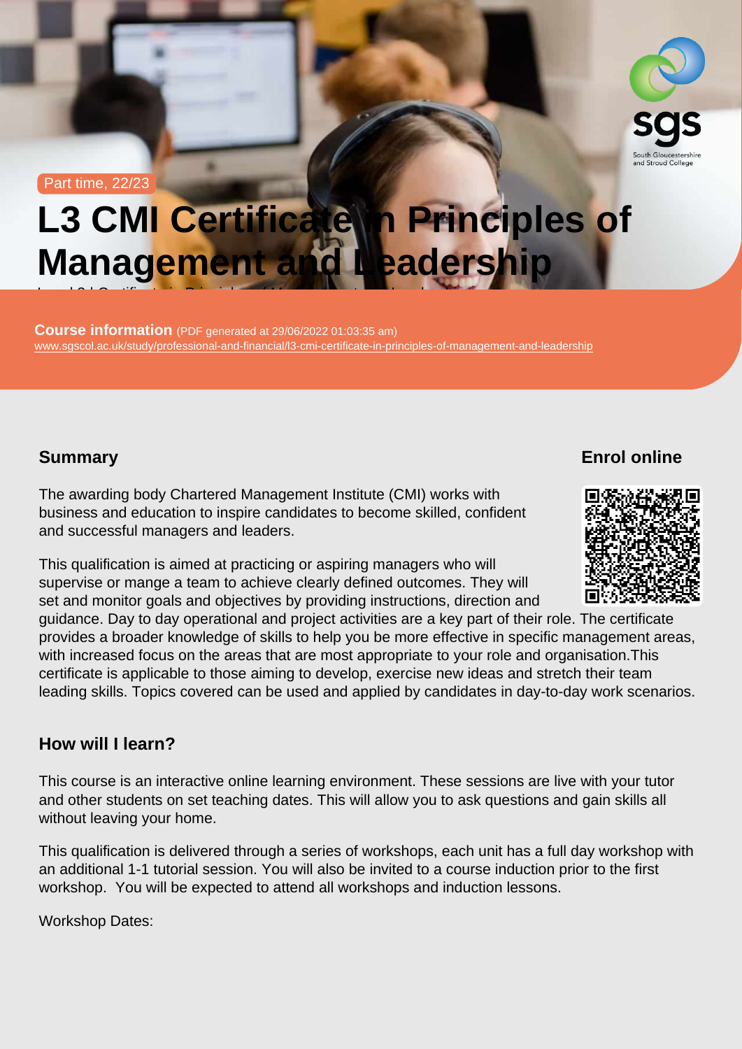Part time, 22/23

# L3 CMI Certificate in Principles of Management and Leadership

Level 3 | Certificate in Principles of Management and Leadership

**Course information** (PDF generated at 29/06/2022 01:03:35 am)
www.sgscol.ac.uk/study/professional-and-financial/l3-cmi-certificate-in-principles-of-management-and-leadership

## Summary

The awarding body Chartered Management Institute (CMI) works with business and education to inspire candidates to become skilled, confident and successful managers and leaders.

This qualification is aimed at practicing or aspiring managers who will supervise or mange a team to achieve clearly defined outcomes. They will set and monitor goals and objectives by providing instructions, direction and guidance. Day to day operational and project activities are a key part of their role. The certificate provides a broader knowledge of skills to help you be more effective in specific management areas, with increased focus on the areas that are most appropriate to your role and organisation.This certificate is applicable to those aiming to develop, exercise new ideas and stretch their team leading skills. Topics covered can be used and applied by candidates in day-to-day work scenarios.

## Enrol online

## How will I learn?

This course is an interactive online learning environment. These sessions are live with your tutor and other students on set teaching dates. This will allow you to ask questions and gain skills all without leaving your home.

This qualification is delivered through a series of workshops, each unit has a full day workshop with an additional 1-1 tutorial session. You will also be invited to a course induction prior to the first workshop. You will be expected to attend all workshops and induction lessons.

Workshop Dates: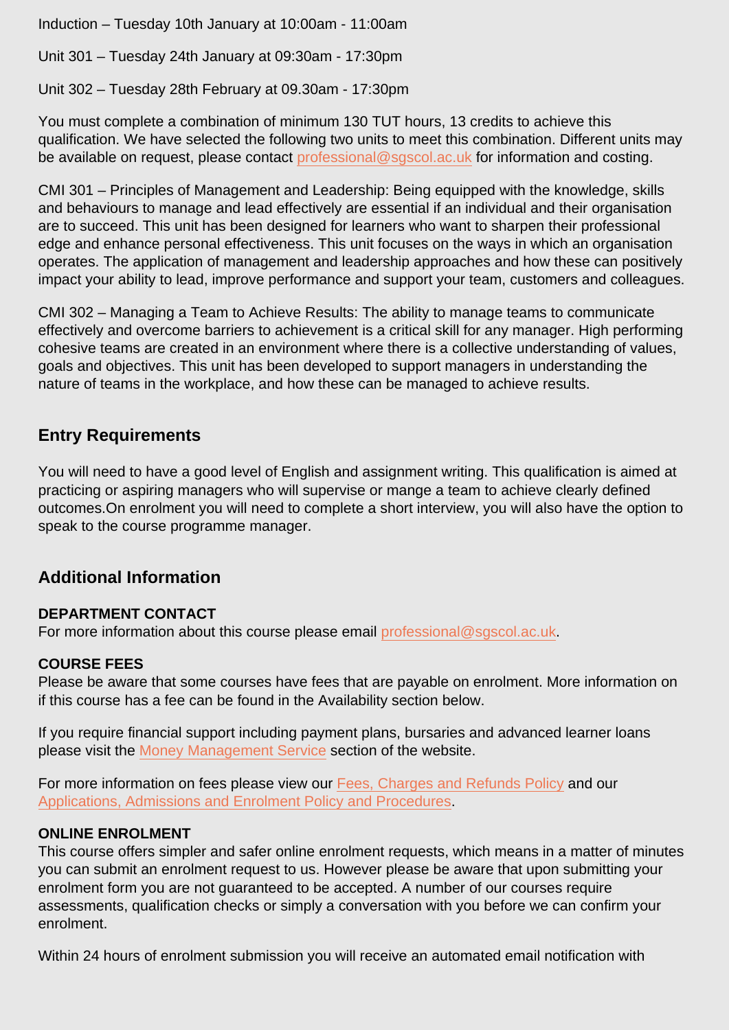Induction – Tuesday 10th January at 10:00am - 11:00am

Unit 301 – Tuesday 24th January at 09:30am - 17:30pm

Unit 302 – Tuesday 28th February at 09.30am - 17:30pm

You must complete a combination of minimum 130 TUT hours, 13 credits to achieve this qualification. We have selected the following two units to meet this combination. Different units may be available on request, please contact professional@sgscol.ac.uk for information and costing.

CMI 301 – Principles of Management and Leadership: Being equipped with the knowledge, skills and behaviours to manage and lead effectively are essential if an individual and their organisation are to succeed. This unit has been designed for learners who want to sharpen their professional edge and enhance personal effectiveness. This unit focuses on the ways in which an organisation operates. The application of management and leadership approaches and how these can positively impact your ability to lead, improve performance and support your team, customers and colleagues.

CMI 302 – Managing a Team to Achieve Results: The ability to manage teams to communicate effectively and overcome barriers to achievement is a critical skill for any manager. High performing cohesive teams are created in an environment where there is a collective understanding of values, goals and objectives. This unit has been developed to support managers in understanding the nature of teams in the workplace, and how these can be managed to achieve results.

## Entry Requirements

You will need to have a good level of English and assignment writing. This qualification is aimed at practicing or aspiring managers who will supervise or mange a team to achieve clearly defined outcomes.On enrolment you will need to complete a short interview, you will also have the option to speak to the course programme manager.

## Additional Information

**DEPARTMENT CONTACT**
For more information about this course please email professional@sgscol.ac.uk.

**COURSE FEES**
Please be aware that some courses have fees that are payable on enrolment. More information on if this course has a fee can be found in the Availability section below.

If you require financial support including payment plans, bursaries and advanced learner loans please visit the Money Management Service section of the website.

For more information on fees please view our Fees, Charges and Refunds Policy and our Applications, Admissions and Enrolment Policy and Procedures.

**ONLINE ENROLMENT**
This course offers simpler and safer online enrolment requests, which means in a matter of minutes you can submit an enrolment request to us. However please be aware that upon submitting your enrolment form you are not guaranteed to be accepted. A number of our courses require assessments, qualification checks or simply a conversation with you before we can confirm your enrolment.

Within 24 hours of enrolment submission you will receive an automated email notification with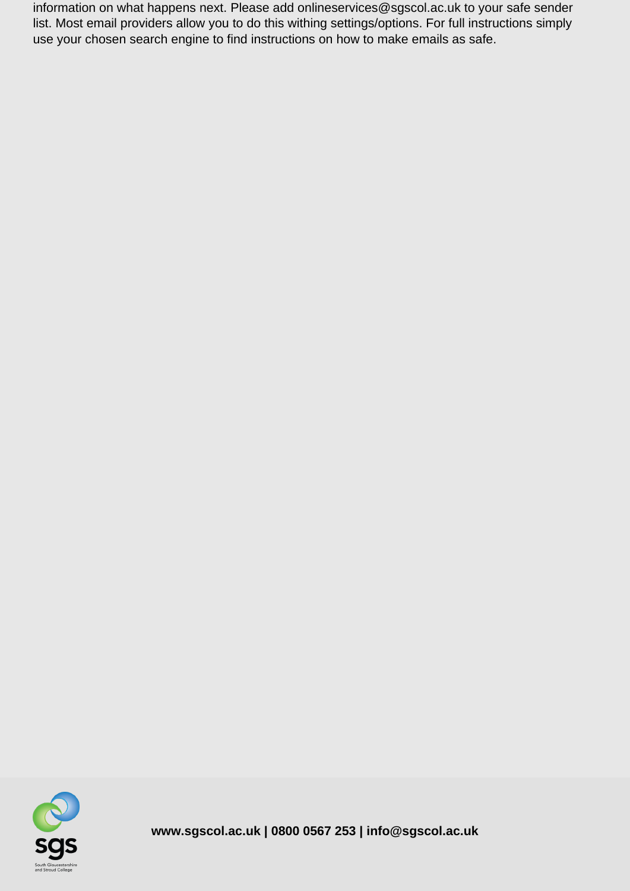information on what happens next. Please add onlineservices@sgscol.ac.uk to your safe sender list. Most email providers allow you to do this withing settings/options. For full instructions simply use your chosen search engine to find instructions on how to make emails as safe.

**www.sgscol.ac.uk | 0800 0567 253 | info@sgscol.ac.uk**